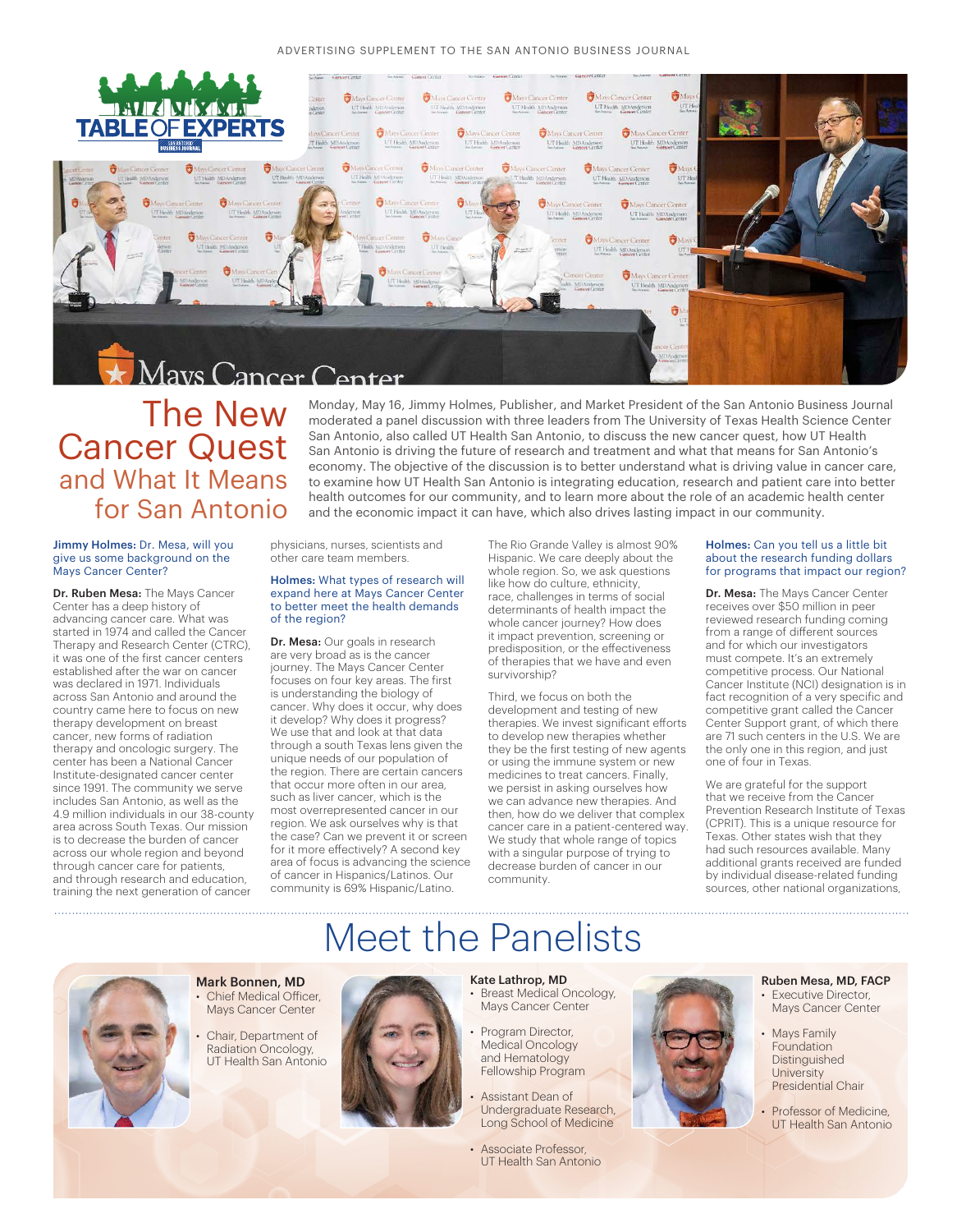ADVERTISING SUPPLEMENT TO THE SAN ANTONIO BUSINESS JOURNAL

# The New Cancer Quest and What It Means for San Antonio

Monday, May 16, Jimmy Holmes, Publisher, and Market President of the San Antonio Business Journal moderated a panel discussion with three leaders from The University of Texas Health Science Center San Antonio, also called UT Health San Antonio, to discuss the new cancer quest, how UT Health San Antonio is driving the future of research and treatment and what that means for San Antonio's economy. The objective of the discussion is to better understand what is driving value in cancer care, to examine how UT Health San Antonio is integrating education, research and patient care into better health outcomes for our community, and to learn more about the role of an academic health center and the economic impact it can have, which also drives lasting impact in our community.

**Jimmy Holmes:** Dr. Mesa, will you give us some background on the Mays Cancer Center?

**Dr. Ruben Mesa:** The Mays Cancer Center has a deep history of advancing cancer care. What was started in 1974 and called the Cancer Therapy and Research Center (CTRC), it was one of the first cancer centers established after the war on cancer was declared in 1971. Individuals across San Antonio and around the country came here to focus on new therapy development on breast cancer, new forms of radiation therapy and oncologic surgery. The center has been a National Cancer Institute-designated cancer center since 1991. The community we serve includes San Antonio, as well as the 4.9 million individuals in our 38-county area across South Texas. Our mission is to decrease the burden of cancer across our whole region and beyond through cancer care for patients, and through research and education, training the next generation of cancer physicians, nurses, scientists and other care team members.

**Holmes:** What types of research will expand here at Mays Cancer Center to better meet the health demands of the region?

**Dr. Mesa:** Our goals in research are very broad as is the cancer journey. The Mays Cancer Center focuses on four key areas. The first is understanding the biology of cancer. Why does it occur, why does it develop? Why does it progress? We use that and look at that data through a south Texas lens given the unique needs of our population of the region. There are certain cancers that occur more often in our area, such as liver cancer, which is the most overrepresented cancer in our region. We ask ourselves why is that the case? Can we prevent it or screen for it more effectively? A second key area of focus is advancing the science of cancer in Hispanics/Latinos. Our community is 69% Hispanic/Latino. The Rio Grande Valley is almost 90% Hispanic. We care deeply about the whole region. So, we ask questions like how do culture, ethnicity, race, challenges in terms of social determinants of health impact the whole cancer journey? How does it impact prevention, screening or predisposition, or the effectiveness of therapies that we have and even survivorship?

Third, we focus on both the development and testing of new therapies. We invest significant efforts to develop new therapies whether they be the first testing of new agents or using the immune system or new medicines to treat cancers. Finally, we persist in asking ourselves how we can advance new therapies. And then, how do we deliver that complex cancer care in a patient-centered way. We study that whole range of topics with a singular purpose of trying to decrease burden of cancer in our community.

**Holmes:** Can you tell us a little bit about the research funding dollars for programs that impact our region?

**Dr. Mesa:** The Mays Cancer Center receives over $50 million in peer reviewed research funding coming from a range of different sources and for which our investigators must compete. It's an extremely competitive process. Our National Cancer Institute (NCI) designation is in fact recognition of a very specific and competitive grant called the Cancer Center Support grant, of which there are 71 such centers in the U.S. We are the only one in this region, and just one of four in Texas.

We are grateful for the support that we receive from the Cancer Prevention Research Institute of Texas (CPRIT). This is a unique resource for Texas. Other states wish that they had such resources available. Many additional grants received are funded by individual disease-related funding sources, other national organizations,

## Meet the Panelists

**Mark Bonnen, MD**
- Chief Medical Officer, Mays Cancer Center
- Chair, Department of Radiation Oncology, UT Health San Antonio

**Kate Lathrop, MD**
- Breast Medical Oncology, Mays Cancer Center
- Program Director, Medical Oncology and Hematology Fellowship Program
- Assistant Dean of Undergraduate Research, Long School of Medicine
- Associate Professor, UT Health San Antonio

**Ruben Mesa, MD, FACP**
- Executive Director, Mays Cancer Center
- Mays Family Foundation Distinguished University Presidential Chair
- Professor of Medicine, UT Health San Antonio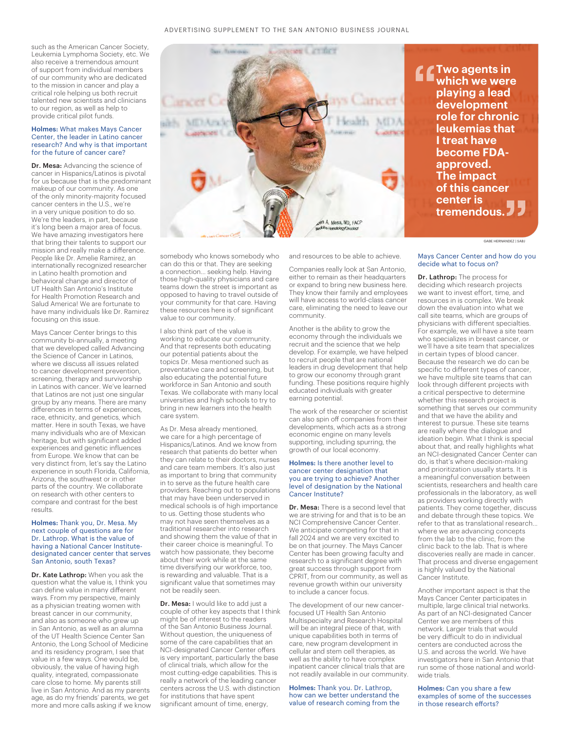such as the American Cancer Society, Leukemia Lymphoma Society, etc. We also receive a tremendous amount of support from individual members of our community who are dedicated to the mission in cancer and play a critical role helping us both recruit talented new scientists and clinicians to our region, as well as help to provide critical pilot funds.

**Holmes:** What makes Mays Cancer Center, the leader in Latino cancer research? And why is that important for the future of cancer care?

**Dr. Mesa:** Advancing the science of cancer in Hispanics/Latinos is pivotal for us because that is the predominant makeup of our community. As one of the only minority-majority focused cancer centers in the U.S., we're in a very unique position to do so. We're the leaders, in part, because it's long been a major area of focus. We have amazing investigators here that bring their talents to support our mission and really make a difference. People like Dr. Amelie Ramirez, an internationally recognized researcher in Latino health promotion and behavioral change and director of UT Health San Antonio's Institute for Health Promotion Research and Salud America! We are fortunate to have many individuals like Dr. Ramirez focusing on this issue.

Mays Cancer Center brings to this community bi-annually, a meeting that we developed called Advancing the Science of Cancer in Latinos, where we discuss all issues related to cancer development prevention, screening, therapy and survivorship in Latinos with cancer. We've learned that Latinos are not just one singular group by any means. There are many differences in terms of experiences, race, ethnicity, and genetics, which matter. Here in south Texas, we have many individuals who are of Mexican heritage, but with significant added experiences and genetic influences from Europe. We know that can be very distinct from, let's say the Latino experience in south Florida, California, Arizona, the southwest or in other parts of the country. We collaborate on research with other centers to compare and contrast for the best results.

**Holmes:** Thank you, Dr. Mesa. My next couple of questions are for Dr. Lathrop. What is the value of having a National Cancer Institute-designated cancer center that serves San Antonio, south Texas?

**Dr. Kate Lathrop:** When you ask the question what the value is, I think you can define value in many different ways. From my perspective, mainly as a physician treating women with breast cancer in our community, and also as someone who grew up in San Antonio, as well as an alumna of the UT Health Science Center San Antonio, the Long School of Medicine and its residency program, I see that value in a few ways. One would be, obviously, the value of having high quality, integrated, compassionate care close to home. My parents still live in San Antonio. And as my parents age, as do my friends' parents, we get more and more calls asking if we know somebody who knows somebody who can do this or that. They are seeking a connection... seeking help. Having those high-quality physicians and care teams down the street is important as opposed to having to travel outside of your community for that care. Having these resources here is of significant value to our community.

> “Two agents in which we were playing a lead development role for chronic leukemias that I treat have become FDA-approved. The impact of this cancer center is tremendous.”

GABE HERNANDEZ | SABJ

I also think part of the value is working to educate our community. And that represents both educating our potential patients about the topics Dr. Mesa mentioned such as preventative care and screening, but also educating the potential future workforce in San Antonio and south Texas. We collaborate with many local universities and high schools to try to bring in new learners into the health care system.

As Dr. Mesa already mentioned, we care for a high percentage of Hispanics/Latinos. And we know from research that patients do better when they can relate to their doctors, nurses and care team members. It's also just as important to bring that community in to serve as the future health care providers. Reaching out to populations that may have been underserved in medical schools is of high importance to us. Getting those students who may not have seen themselves as a traditional researcher into research and showing them the value of that in their career choice is meaningful. To watch how passionate, they become about their work while at the same time diversifying our workforce, too, is rewarding and valuable. That is a significant value that sometimes may not be readily seen.

**Dr. Mesa:** I would like to add just a couple of other key aspects that I think might be of interest to the readers of the San Antonio Business Journal. Without question, the uniqueness of some of the care capabilities that an NCI-designated Cancer Center offers is very important, particularly the base of clinical trials, which allow for the most cutting-edge capabilities. This is really a network of the leading cancer centers across the U.S. with distinction for institutions that have spent significant amount of time, energy, and resources to be able to achieve.

Companies really look at San Antonio, either to remain as their headquarters or expand to bring new business here. They know their family and employees will have access to world-class cancer care, eliminating the need to leave our community.

Another is the ability to grow the economy through the individuals we recruit and the science that we help develop. For example, we have helped to recruit people that are national leaders in drug development that help to grow our economy through grant funding. These positions require highly educated individuals with greater earning potential.

The work of the researcher or scientist can also spin off companies from their developments, which acts as a strong economic engine on many levels supporting, including spurring, the growth of our local economy.

**Holmes:** Is there another level to cancer center designation that you are trying to achieve? Another level of designation by the National Cancer Institute?

**Dr. Mesa:** There is a second level that we are striving for and that is to be an NCI Comprehensive Cancer Center. We anticipate competing for that in fall 2024 and we are very excited to be on that journey. The Mays Cancer Center has been growing faculty and research to a significant degree with great success through support from CPRIT, from our community, as well as revenue growth within our university to include a cancer focus.

The development of our new cancer-focused UT Health San Antonio Multispecialty and Research Hospital will be an integral piece of that, with unique capabilities both in terms of care, new program development in cellular and stem cell therapies, as well as the ability to have complex inpatient cancer clinical trials that are not readily available in our community.

**Holmes:** Thank you. Dr. Lathrop, how can we better understand the value of research coming from the Mays Cancer Center and how do you decide what to focus on?

**Dr. Lathrop:** The process for deciding which research projects we want to invest effort, time, and resources in is complex. We break down the evaluation into what we call site teams, which are groups of physicians with different specialties. For example, we will have a site team who specializes in breast cancer, or we'll have a site team that specializes in certain types of blood cancer. Because the research we do can be specific to different types of cancer, we have multiple site teams that can look through different projects with a critical perspective to determine whether this research project is something that serves our community and that we have the ability and interest to pursue. These site teams are really where the dialogue and ideation begin. What I think is special about that, and really highlights what an NCI-designated Cancer Center can do, is that's where decision-making and prioritization usually starts. It is a meaningful conversation between scientists, researchers and health care professionals in the laboratory, as well as providers working directly with patients. They come together, discuss and debate through these topics. We refer to that as translational research... where we are advancing concepts from the lab to the clinic, from the clinic back to the lab. That is where discoveries really are made in cancer. That process and diverse engagement is highly valued by the National Cancer Institute.

Another important aspect is that the Mays Cancer Center participates in multiple, large clinical trial networks. As part of an NCI-designated Cancer Center we are members of this network. Larger trials that would be very difficult to do in individual centers are conducted across the U.S. and across the world. We have investigators here in San Antonio that run some of those national and world-wide trials.

**Holmes:** Can you share a few examples of some of the successes in those research efforts?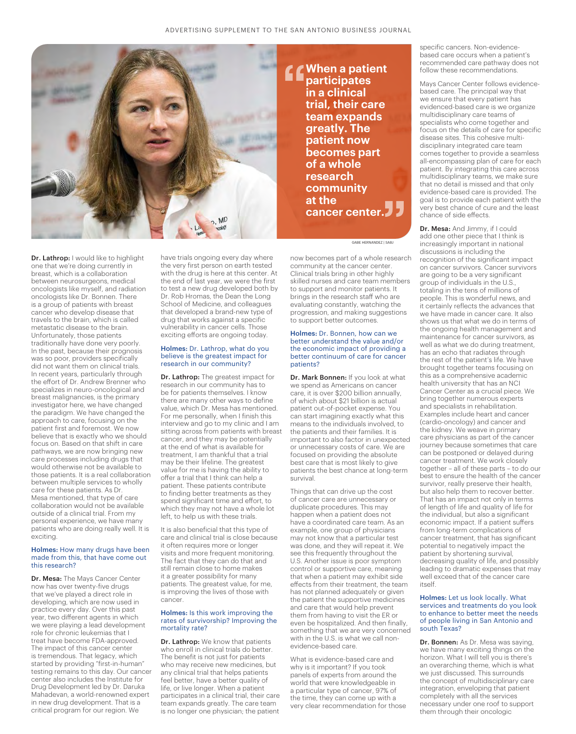> **"When a patient participates in a clinical trial, their care team expands greatly. The patient now becomes part of a whole research community at the cancer center."**

GABE HERNANDEZ | SABJ

**Dr. Lathrop:** I would like to highlight one that we're doing currently in breast, which is a collaboration between neurosurgeons, medical oncologists like myself, and radiation oncologists like Dr. Bonnen. There is a group of patients with breast cancer who develop disease that travels to the brain, which is called metastatic disease to the brain. Unfortunately, those patients traditionally have done very poorly. In the past, because their prognosis was so poor, providers specifically did not want them on clinical trials. In recent years, particularly through the effort of Dr. Andrew Brenner who specializes in neuro-oncological and breast malignancies, is the primary investigator here, we have changed the paradigm. We have changed the approach to care, focusing on the patient first and foremost. We now believe that is exactly who we should focus on. Based on that shift in care pathways, we are now bringing new care processes including drugs that would otherwise not be available to those patients. It is a real collaboration between multiple services to wholly care for these patients. As Dr. Mesa mentioned, that type of care collaboration would not be available outside of a clinical trial. From my personal experience, we have many patients who are doing really well. It is exciting.

**Holmes:** How many drugs have been made from this, that have come out this research?

**Dr. Mesa:** The Mays Cancer Center now has over twenty-five drugs that we've played a direct role in developing, which are now used in practice every day. Over this past year, two different agents in which we were playing a lead development role for chronic leukemias that I treat have become FDA-approved. The impact of this cancer center is tremendous. That legacy, which started by providing "first-in-human" testing remains to this day. Our cancer center also includes the Institute for Drug Development led by Dr. Daruka Mahadevan, a world-renowned expert in new drug development. That is a critical program for our region. We have trials ongoing every day where the very first person on earth tested with the drug is here at this center. At the end of last year, we were the first to test a new drug developed both by Dr. Rob Hromas, the Dean the Long School of Medicine, and colleagues that developed a brand-new type of drug that works against a specific vulnerability in cancer cells. Those exciting efforts are ongoing today.

**Holmes:** Dr. Lathrop, what do you believe is the greatest impact for research in our community?

**Dr. Lathrop:** The greatest impact for research in our community has to be for patients themselves. I know there are many other ways to define value, which Dr. Mesa has mentioned. For me personally, when I finish this interview and go to my clinic and I am sitting across from patients with breast cancer, and they may be potentially at the end of what is available for treatment, I am thankful that a trial may be their lifeline. The greatest value for me is having the ability to offer a trial that I think can help a patient. These patients contribute to finding better treatments as they spend significant time and effort, to which they may not have a whole lot left, to help us with these trials.

It is also beneficial that this type of care and clinical trial is close because it often requires more or longer visits and more frequent monitoring. The fact that they can do that and still remain close to home makes it a greater possibility for many patients. The greatest value, for me, is improving the lives of those with cancer.

**Holmes:** Is this work improving the rates of survivorship? Improving the mortality rate?

**Dr. Lathrop:** We know that patients who enroll in clinical trials do better. The benefit is not just for patients who may receive new medicines, but any clinical trial that helps patients feel better, have a better quality of life, or live longer. When a patient participates in a clinical trial, their care team expands greatly. The care team is no longer one physician; the patient now becomes part of a whole research community at the cancer center. Clinical trials bring in other highly skilled nurses and care team members to support and monitor patients. It brings in the research staff who are evaluating constantly, watching the progression, and making suggestions to support better outcomes.

**Holmes:** Dr. Bonnen, how can we better understand the value and/or the economic impact of providing a better continuum of care for cancer patients?

**Dr. Mark Bonnen:** If you look at what we spend as Americans on cancer care, it is over $200 billion annually, of which about $21 billion is actual patient out-of-pocket expense. You can start imagining exactly what this means to the individuals involved, to the patients and their families. It is important to also factor in unexpected or unnecessary costs of care. We are focused on providing the absolute best care that is most likely to give patients the best chance at long-term survival.

Things that can drive up the cost of cancer care are unnecessary or duplicate procedures. This may happen when a patient does not have a coordinated care team. As an example, one group of physicians may not know that a particular test was done, and they will repeat it. We see this frequently throughout the U.S. Another issue is poor symptom control or supportive care, meaning that when a patient may exhibit side effects from their treatment, the team has not planned adequately or given the patient the supportive medicines and care that would help prevent them from having to visit the ER or even be hospitalized. And then finally, something that we are very concerned with in the U.S. is what we call non-evidence-based care.

What is evidence-based care and why is it important? If you took panels of experts from around the world that were knowledgeable in a particular type of cancer, 97% of the time, they can come up with a very clear recommendation for those specific cancers. Non-evidence-based care occurs when a patient's recommended care pathway does not follow these recommendations.

Mays Cancer Center follows evidence-based care. The principal way that we ensure that every patient has evidenced-based care is we organize multidisciplinary care teams of specialists who come together and focus on the details of care for specific disease sites. This cohesive multi-disciplinary integrated care team comes together to provide a seamless all-encompassing plan of care for each patient. By integrating this care across multidisciplinary teams, we make sure that no detail is missed and that only evidence-based care is provided. The goal is to provide each patient with the very best chance of cure and the least chance of side effects.

**Dr. Mesa:** And Jimmy, if I could add one other piece that I think is increasingly important in national discussions is including the recognition of the significant impact on cancer survivors. Cancer survivors are going to be a very significant group of individuals in the U.S., totaling in the tens of millions of people. This is wonderful news, and it certainly reflects the advances that we have made in cancer care. It also shows us that what we do in terms of the ongoing health management and maintenance for cancer survivors, as well as what we do during treatment, has an echo that radiates through the rest of the patient's life. We have brought together teams focusing on this as a comprehensive academic health university that has an NCI Cancer Center as a crucial piece. We bring together numerous experts and specialists in rehabilitation. Examples include heart and cancer (cardio-oncology) and cancer and the kidney. We weave in primary care physicians as part of the cancer journey because sometimes that care can be postponed or delayed during cancer treatment. We work closely together – all of these parts – to do our best to ensure the health of the cancer survivor, really preserve their health, but also help them to recover better. That has an impact not only in terms of length of life and quality of life for the individual, but also a significant economic impact. If a patient suffers from long-term complications of cancer treatment, that has significant potential to negatively impact the patient by shortening survival, decreasing quality of life, and possibly leading to dramatic expenses that may well exceed that of the cancer care itself.

**Holmes:** Let us look locally. What services and treatments do you look to enhance to better meet the needs of people living in San Antonio and south Texas?

**Dr. Bonnen:** As Dr. Mesa was saying, we have many exciting things on the horizon. What I will tell you is there's an overarching theme, which is what we just discussed. This surrounds the concept of multidisciplinary care integration, enveloping that patient completely with all the services necessary under one roof to support them through their oncologic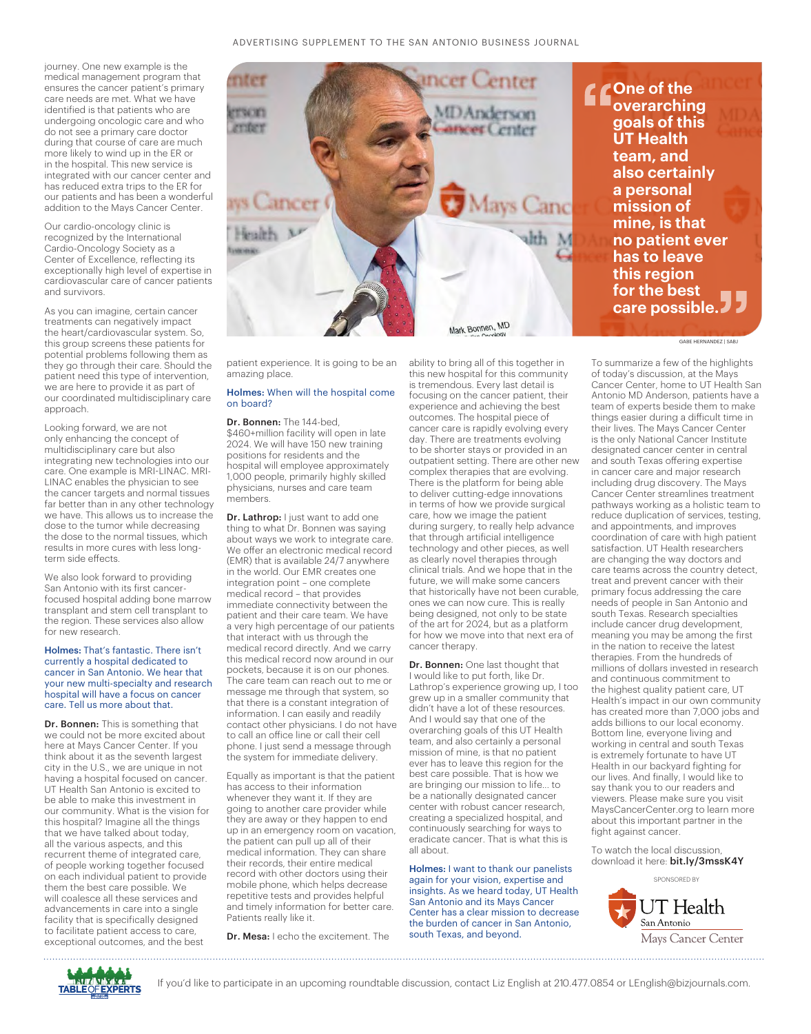journey. One new example is the medical management program that ensures the cancer patient's primary care needs are met. What we have identified is that patients who are undergoing oncologic care and who do not see a primary care doctor during that course of care are much more likely to wind up in the ER or in the hospital. This new service is integrated with our cancer center and has reduced extra trips to the ER for our patients and has been a wonderful addition to the Mays Cancer Center.

Our cardio-oncology clinic is recognized by the International Cardio-Oncology Society as a Center of Excellence, reflecting its exceptionally high level of expertise in cardiovascular care of cancer patients and survivors.

As you can imagine, certain cancer treatments can negatively impact the heart/cardiovascular system. So, this group screens these patients for potential problems following them as they go through their care. Should the patient need this type of intervention, we are here to provide it as part of our coordinated multidisciplinary care approach.

Looking forward, we are not only enhancing the concept of multidisciplinary care but also integrating new technologies into our care. One example is MRI-LINAC. MRI-LINAC enables the physician to see the cancer targets and normal tissues far better than in any other technology we have. This allows us to increase the dose to the tumor while decreasing the dose to the normal tissues, which results in more cures with less long-term side effects.

We also look forward to providing San Antonio with its first cancer-focused hospital adding bone marrow transplant and stem cell transplant to the region. These services also allow for new research.

**Holmes:** That's fantastic. There isn't currently a hospital dedicated to cancer in San Antonio. We hear that your new multi-specialty and research hospital will have a focus on cancer care. Tell us more about that.

**Dr. Bonnen:** This is something that we could not be more excited about here at Mays Cancer Center. If you think about it as the seventh largest city in the U.S., we are unique in not having a hospital focused on cancer. UT Health San Antonio is excited to be able to make this investment in our community. What is the vision for this hospital? Imagine all the things that we have talked about today, all the various aspects, and this recurrent theme of integrated care, of people working together focused on each individual patient to provide them the best care possible. We will coalesce all these services and advancements in care into a single facility that is specifically designed to facilitate patient access to care, exceptional outcomes, and the best patient experience. It is going to be an amazing place.

> "One of the overarching goals of this UT Health team, and also certainly a personal mission of mine, is that no patient ever has to leave this region for the best care possible."

GABE HERNANDEZ | SABJ

**Holmes:** When will the hospital come on board?

**Dr. Bonnen:** The 144-bed, $460+million facility will open in late 2024. We will have 150 new training positions for residents and the hospital will employee approximately 1,000 people, primarily highly skilled physicians, nurses and care team members.

**Dr. Lathrop:** I just want to add one thing to what Dr. Bonnen was saying about ways we work to integrate care. We offer an electronic medical record (EMR) that is available 24/7 anywhere in the world. Our EMR creates one integration point – one complete medical record – that provides immediate connectivity between the patient and their care team. We have a very high percentage of our patients that interact with us through the medical record directly. And we carry this medical record now around in our pockets, because it is on our phones. The care team can reach out to me or message me through that system, so that there is a constant integration of information. I can easily and readily contact other physicians. I do not have to call an office line or call their cell phone. I just send a message through the system for immediate delivery.

Equally as important is that the patient has access to their information whenever they want it. If they are going to another care provider while they are away or they happen to end up in an emergency room on vacation, the patient can pull up all of their medical information. They can share their records, their entire medical record with other doctors using their mobile phone, which helps decrease repetitive tests and provides helpful and timely information for better care. Patients really like it.

**Dr. Mesa:** I echo the excitement. The ability to bring all of this together in this new hospital for this community is tremendous. Every last detail is focusing on the cancer patient, their experience and achieving the best outcomes. The hospital piece of cancer care is rapidly evolving every day. There are treatments evolving to be shorter stays or provided in an outpatient setting. There are other new complex therapies that are evolving. There is the platform for being able to deliver cutting-edge innovations in terms of how we provide surgical care, how we image the patient during surgery, to really help advance that through artificial intelligence technology and other pieces, as well as clearly novel therapies through clinical trials. And we hope that in the future, we will make some cancers that historically have not been curable, ones we can now cure. This is really being designed, not only to be state of the art for 2024, but as a platform for how we move into that next era of cancer therapy.

**Dr. Bonnen:** One last thought that I would like to put forth, like Dr. Lathrop's experience growing up, I too grew up in a smaller community that didn't have a lot of these resources. And I would say that one of the overarching goals of this UT Health team, and also certainly a personal mission of mine, is that no patient ever has to leave this region for the best care possible. That is how we are bringing our mission to life... to be a nationally designated cancer center with robust cancer research, creating a specialized hospital, and continuously searching for ways to eradicate cancer. That is what this is all about.

**Holmes:** I want to thank our panelists again for your vision, expertise and insights. As we heard today, UT Health San Antonio and its Mays Cancer Center has a clear mission to decrease the burden of cancer in San Antonio, south Texas, and beyond.

To summarize a few of the highlights of today's discussion, at the Mays Cancer Center, home to UT Health San Antonio MD Anderson, patients have a team of experts beside them to make things easier during a difficult time in their lives. The Mays Cancer Center is the only National Cancer Institute designated cancer center in central and south Texas offering expertise in cancer care and major research including drug discovery. The Mays Cancer Center streamlines treatment pathways working as a holistic team to reduce duplication of services, testing, and appointments, and improves coordination of care with high patient satisfaction. UT Health researchers are changing the way doctors and care teams across the country detect, treat and prevent cancer with their primary focus addressing the care needs of people in San Antonio and south Texas. Research specialties include cancer drug development, meaning you may be among the first in the nation to receive the latest therapies. From the hundreds of millions of dollars invested in research and continuous commitment to the highest quality patient care, UT Health's impact in our own community has created more than 7,000 jobs and adds billions to our local economy. Bottom line, everyone living and working in central and south Texas is extremely fortunate to have UT Health in our backyard fighting for our lives. And finally, I would like to say thank you to our readers and viewers. Please make sure you visit MaysCancerCenter.org to learn more about this important partner in the fight against cancer.

To watch the local discussion, download it here: **bit.ly/3mssK4Y**

SPONSORED BY

UT Health San Antonio Mays Cancer Center

If you'd like to participate in an upcoming roundtable discussion, contact Liz English at 210.477.0854 or LEnglish@bizjournals.com.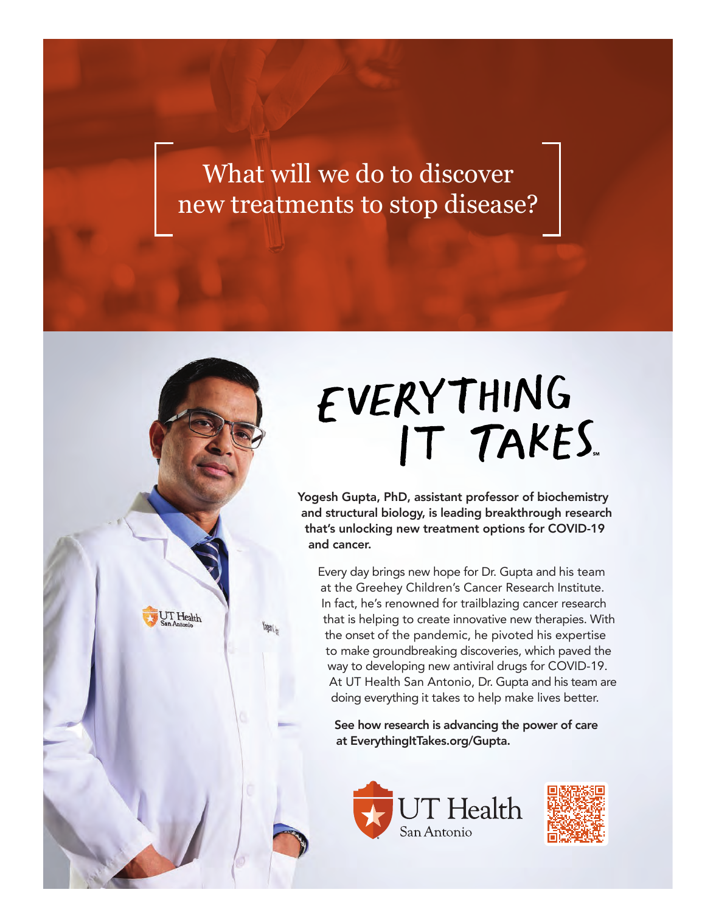# What will we do to discover new treatments to stop disease?

## EVERYTHING IT TAKES.℠

**Yogesh Gupta, PhD, assistant professor of biochemistry and structural biology, is leading breakthrough research that's unlocking new treatment options for COVID-19 and cancer.**

Every day brings new hope for Dr. Gupta and his team at the Greehey Children's Cancer Research Institute. In fact, he's renowned for trailblazing cancer research that is helping to create innovative new therapies. With the onset of the pandemic, he pivoted his expertise to make groundbreaking discoveries, which paved the way to developing new antiviral drugs for COVID-19. At UT Health San Antonio, Dr. Gupta and his team are doing everything it takes to help make lives better.

**See how research is advancing the power of care at EverythingItTakes.org/Gupta.**

UT Health San Antonio